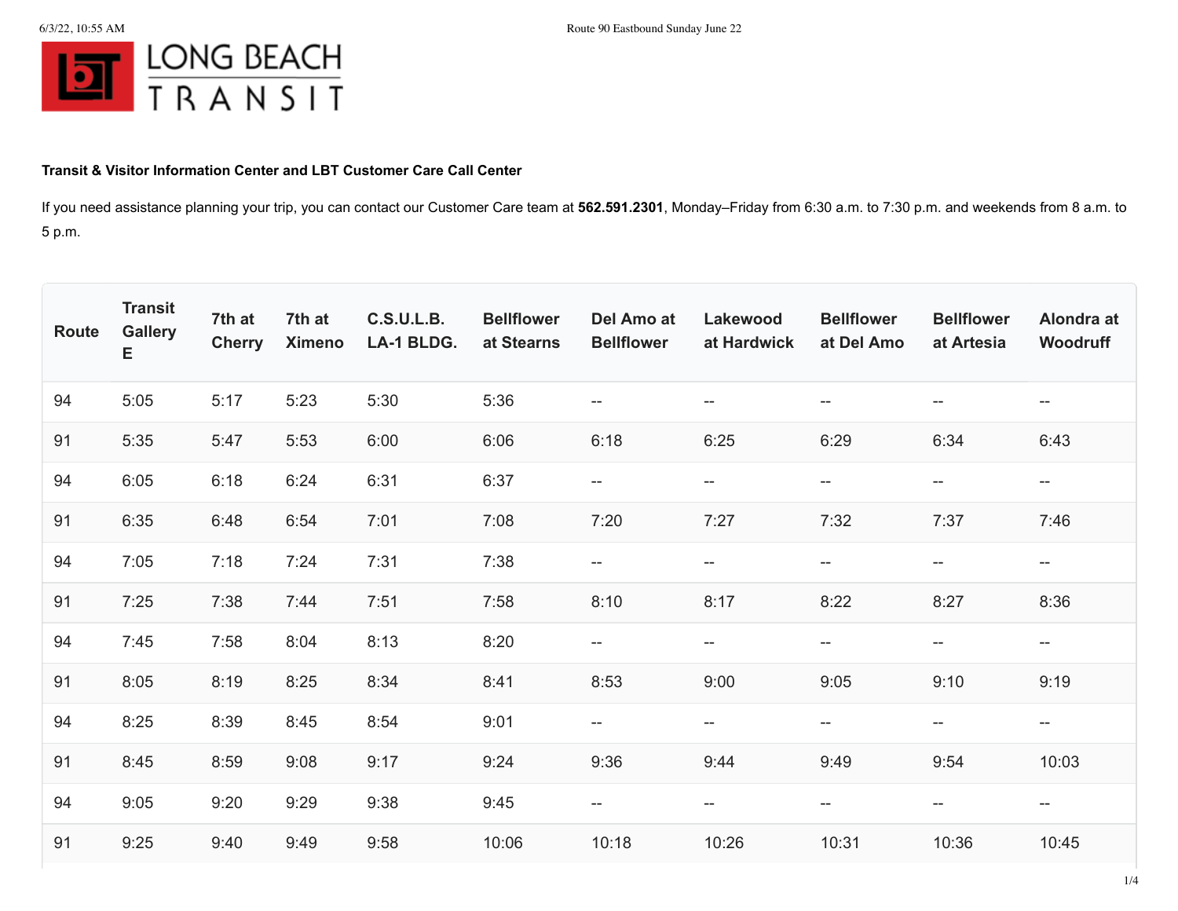**Transit & Visitor Information Center and LBT Customer Care Call Center**

If you need assistance planning your trip, you can contact our Customer Care team at **562.591.2301**, Monday–Friday from 6:30 a.m. to 7:30 p.m. and weekends from 8 a.m. to 5 p.m.

| Route | Transit Gallery E | 7th at Cherry | 7th at Ximeno | C.S.U.L.B. LA-1 BLDG. | Bellflower at Stearns | Del Amo at Bellflower | Lakewood at Hardwick | Bellflower at Del Amo | Bellflower at Artesia | Alondra at Woodruff |
|---|---|---|---|---|---|---|---|---|---|---|
| 94 | 5:05 | 5:17 | 5:23 | 5:30 | 5:36 | -- | -- | -- | -- | -- |
| 91 | 5:35 | 5:47 | 5:53 | 6:00 | 6:06 | 6:18 | 6:25 | 6:29 | 6:34 | 6:43 |
| 94 | 6:05 | 6:18 | 6:24 | 6:31 | 6:37 | -- | -- | -- | -- | -- |
| 91 | 6:35 | 6:48 | 6:54 | 7:01 | 7:08 | 7:20 | 7:27 | 7:32 | 7:37 | 7:46 |
| 94 | 7:05 | 7:18 | 7:24 | 7:31 | 7:38 | -- | -- | -- | -- | -- |
| 91 | 7:25 | 7:38 | 7:44 | 7:51 | 7:58 | 8:10 | 8:17 | 8:22 | 8:27 | 8:36 |
| 94 | 7:45 | 7:58 | 8:04 | 8:13 | 8:20 | -- | -- | -- | -- | -- |
| 91 | 8:05 | 8:19 | 8:25 | 8:34 | 8:41 | 8:53 | 9:00 | 9:05 | 9:10 | 9:19 |
| 94 | 8:25 | 8:39 | 8:45 | 8:54 | 9:01 | -- | -- | -- | -- | -- |
| 91 | 8:45 | 8:59 | 9:08 | 9:17 | 9:24 | 9:36 | 9:44 | 9:49 | 9:54 | 10:03 |
| 94 | 9:05 | 9:20 | 9:29 | 9:38 | 9:45 | -- | -- | -- | -- | -- |
| 91 | 9:25 | 9:40 | 9:49 | 9:58 | 10:06 | 10:18 | 10:26 | 10:31 | 10:36 | 10:45 |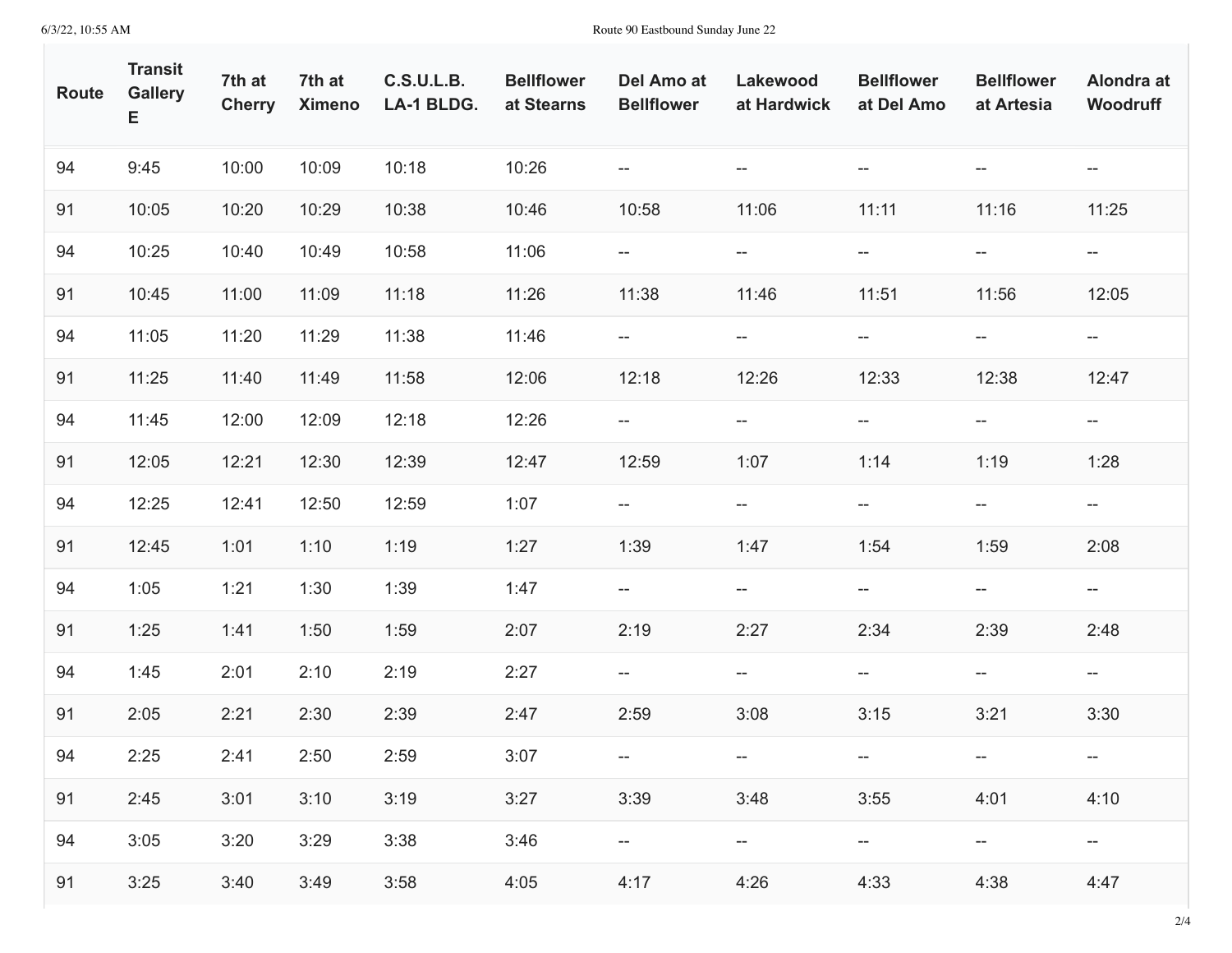| Route | Transit Gallery E | 7th at Cherry | 7th at Ximeno | C.S.U.L.B. LA-1 BLDG. | Bellflower at Stearns | Del Amo at Bellflower | Lakewood at Hardwick | Bellflower at Del Amo | Bellflower at Artesia | Alondra at Woodruff |
|---|---|---|---|---|---|---|---|---|---|---|
| 94 | 9:45 | 10:00 | 10:09 | 10:18 | 10:26 | -- | -- | -- | -- | -- |
| 91 | 10:05 | 10:20 | 10:29 | 10:38 | 10:46 | 10:58 | 11:06 | 11:11 | 11:16 | 11:25 |
| 94 | 10:25 | 10:40 | 10:49 | 10:58 | 11:06 | -- | -- | -- | -- | -- |
| 91 | 10:45 | 11:00 | 11:09 | 11:18 | 11:26 | 11:38 | 11:46 | 11:51 | 11:56 | 12:05 |
| 94 | 11:05 | 11:20 | 11:29 | 11:38 | 11:46 | -- | -- | -- | -- | -- |
| 91 | 11:25 | 11:40 | 11:49 | 11:58 | 12:06 | 12:18 | 12:26 | 12:33 | 12:38 | 12:47 |
| 94 | 11:45 | 12:00 | 12:09 | 12:18 | 12:26 | -- | -- | -- | -- | -- |
| 91 | 12:05 | 12:21 | 12:30 | 12:39 | 12:47 | 12:59 | 1:07 | 1:14 | 1:19 | 1:28 |
| 94 | 12:25 | 12:41 | 12:50 | 12:59 | 1:07 | -- | -- | -- | -- | -- |
| 91 | 12:45 | 1:01 | 1:10 | 1:19 | 1:27 | 1:39 | 1:47 | 1:54 | 1:59 | 2:08 |
| 94 | 1:05 | 1:21 | 1:30 | 1:39 | 1:47 | -- | -- | -- | -- | -- |
| 91 | 1:25 | 1:41 | 1:50 | 1:59 | 2:07 | 2:19 | 2:27 | 2:34 | 2:39 | 2:48 |
| 94 | 1:45 | 2:01 | 2:10 | 2:19 | 2:27 | -- | -- | -- | -- | -- |
| 91 | 2:05 | 2:21 | 2:30 | 2:39 | 2:47 | 2:59 | 3:08 | 3:15 | 3:21 | 3:30 |
| 94 | 2:25 | 2:41 | 2:50 | 2:59 | 3:07 | -- | -- | -- | -- | -- |
| 91 | 2:45 | 3:01 | 3:10 | 3:19 | 3:27 | 3:39 | 3:48 | 3:55 | 4:01 | 4:10 |
| 94 | 3:05 | 3:20 | 3:29 | 3:38 | 3:46 | -- | -- | -- | -- | -- |
| 91 | 3:25 | 3:40 | 3:49 | 3:58 | 4:05 | 4:17 | 4:26 | 4:33 | 4:38 | 4:47 |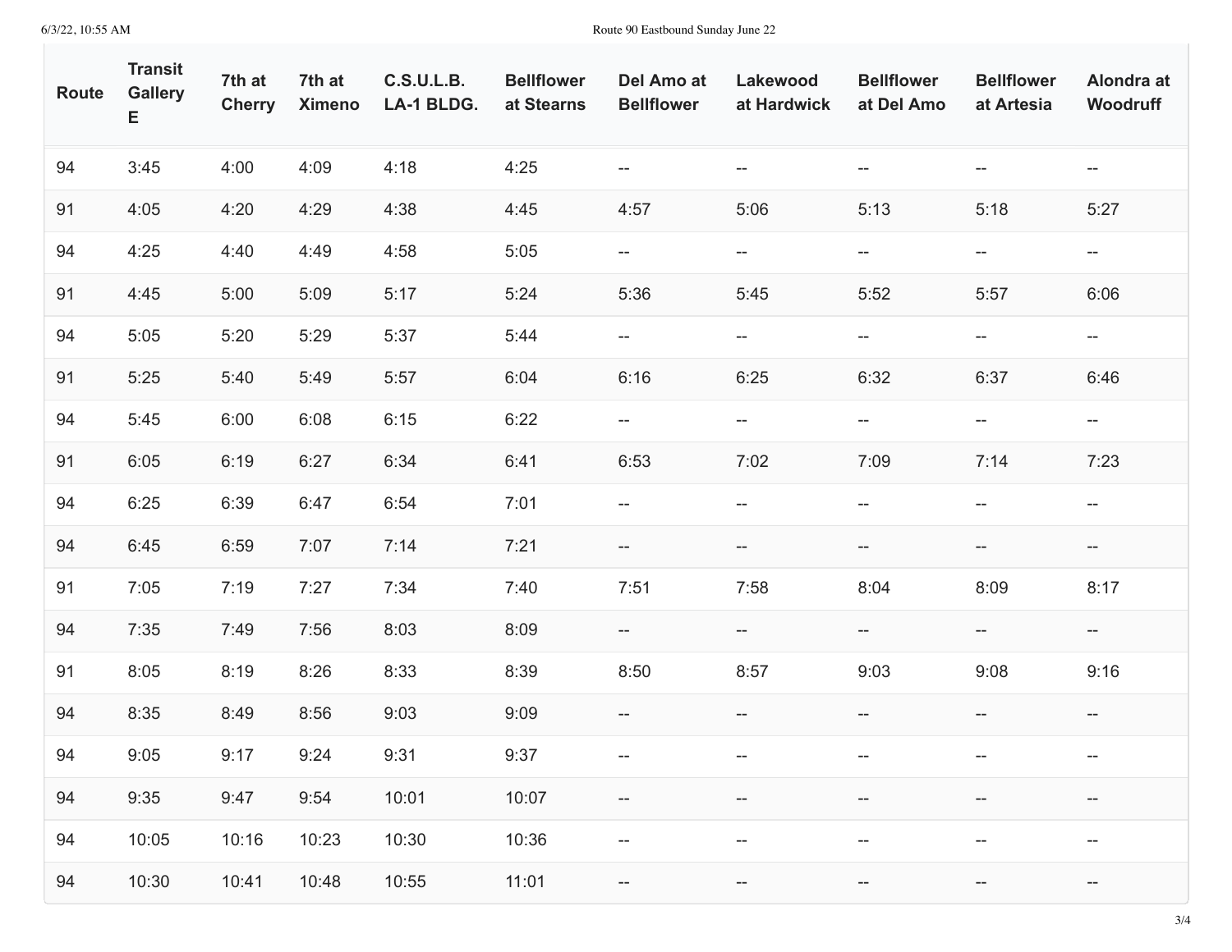| Route | Transit Gallery E | 7th at Cherry | 7th at Ximeno | C.S.U.L.B. LA-1 BLDG. | Bellflower at Stearns | Del Amo at Bellflower | Lakewood at Hardwick | Bellflower at Del Amo | Bellflower at Artesia | Alondra at Woodruff |
|---|---|---|---|---|---|---|---|---|---|---|
| 94 | 3:45 | 4:00 | 4:09 | 4:18 | 4:25 | -- | -- | -- | -- | -- |
| 91 | 4:05 | 4:20 | 4:29 | 4:38 | 4:45 | 4:57 | 5:06 | 5:13 | 5:18 | 5:27 |
| 94 | 4:25 | 4:40 | 4:49 | 4:58 | 5:05 | -- | -- | -- | -- | -- |
| 91 | 4:45 | 5:00 | 5:09 | 5:17 | 5:24 | 5:36 | 5:45 | 5:52 | 5:57 | 6:06 |
| 94 | 5:05 | 5:20 | 5:29 | 5:37 | 5:44 | -- | -- | -- | -- | -- |
| 91 | 5:25 | 5:40 | 5:49 | 5:57 | 6:04 | 6:16 | 6:25 | 6:32 | 6:37 | 6:46 |
| 94 | 5:45 | 6:00 | 6:08 | 6:15 | 6:22 | -- | -- | -- | -- | -- |
| 91 | 6:05 | 6:19 | 6:27 | 6:34 | 6:41 | 6:53 | 7:02 | 7:09 | 7:14 | 7:23 |
| 94 | 6:25 | 6:39 | 6:47 | 6:54 | 7:01 | -- | -- | -- | -- | -- |
| 94 | 6:45 | 6:59 | 7:07 | 7:14 | 7:21 | -- | -- | -- | -- | -- |
| 91 | 7:05 | 7:19 | 7:27 | 7:34 | 7:40 | 7:51 | 7:58 | 8:04 | 8:09 | 8:17 |
| 94 | 7:35 | 7:49 | 7:56 | 8:03 | 8:09 | -- | -- | -- | -- | -- |
| 91 | 8:05 | 8:19 | 8:26 | 8:33 | 8:39 | 8:50 | 8:57 | 9:03 | 9:08 | 9:16 |
| 94 | 8:35 | 8:49 | 8:56 | 9:03 | 9:09 | -- | -- | -- | -- | -- |
| 94 | 9:05 | 9:17 | 9:24 | 9:31 | 9:37 | -- | -- | -- | -- | -- |
| 94 | 9:35 | 9:47 | 9:54 | 10:01 | 10:07 | -- | -- | -- | -- | -- |
| 94 | 10:05 | 10:16 | 10:23 | 10:30 | 10:36 | -- | -- | -- | -- | -- |
| 94 | 10:30 | 10:41 | 10:48 | 10:55 | 11:01 | -- | -- | -- | -- | -- |